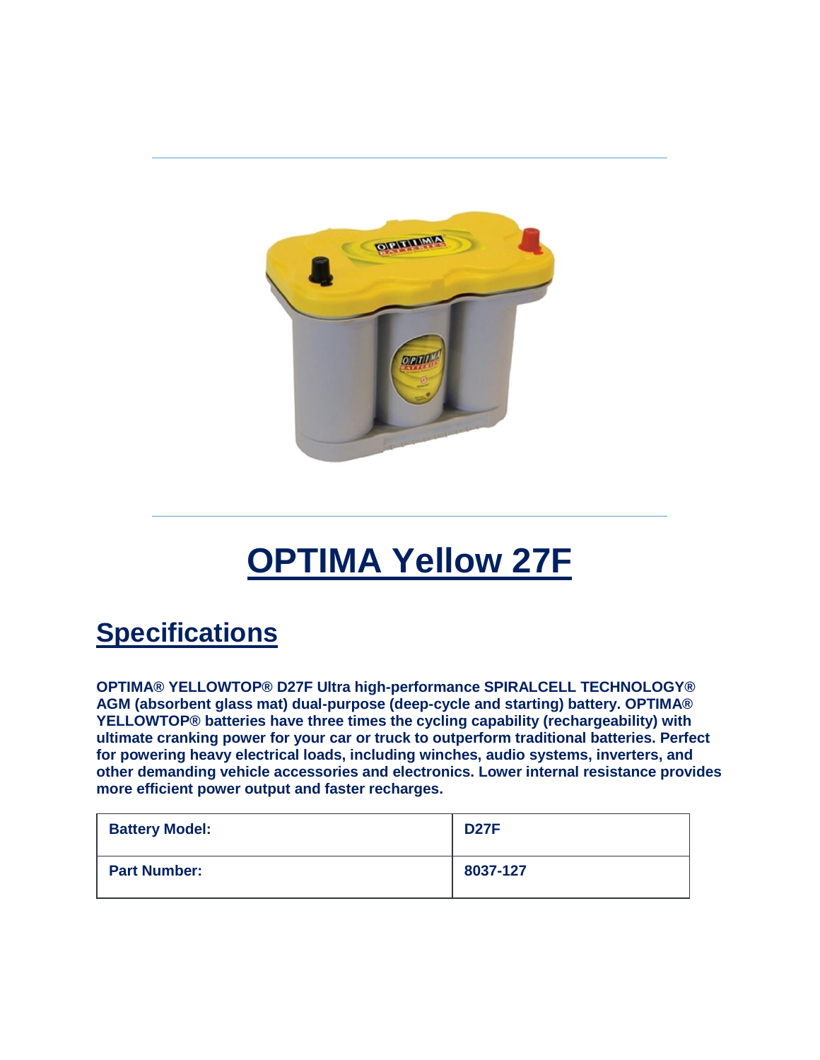# OPTIMA Yellow 27F

## Specifications

**OPTIMA® YELLOWTOP® D27F Ultra high-performance SPIRALCELL TECHNOLOGY® AGM (absorbent glass mat) dual-purpose (deep-cycle and starting) battery. OPTIMA® YELLOWTOP® batteries have three times the cycling capability (rechargeability) with ultimate cranking power for your car or truck to outperform traditional batteries. Perfect for powering heavy electrical loads, including winches, audio systems, inverters, and other demanding vehicle accessories and electronics. Lower internal resistance provides more efficient power output and faster recharges.**

| | |
|---|---|
| **Battery Model:** | **D27F** |
| **Part Number:** | **8037-127** |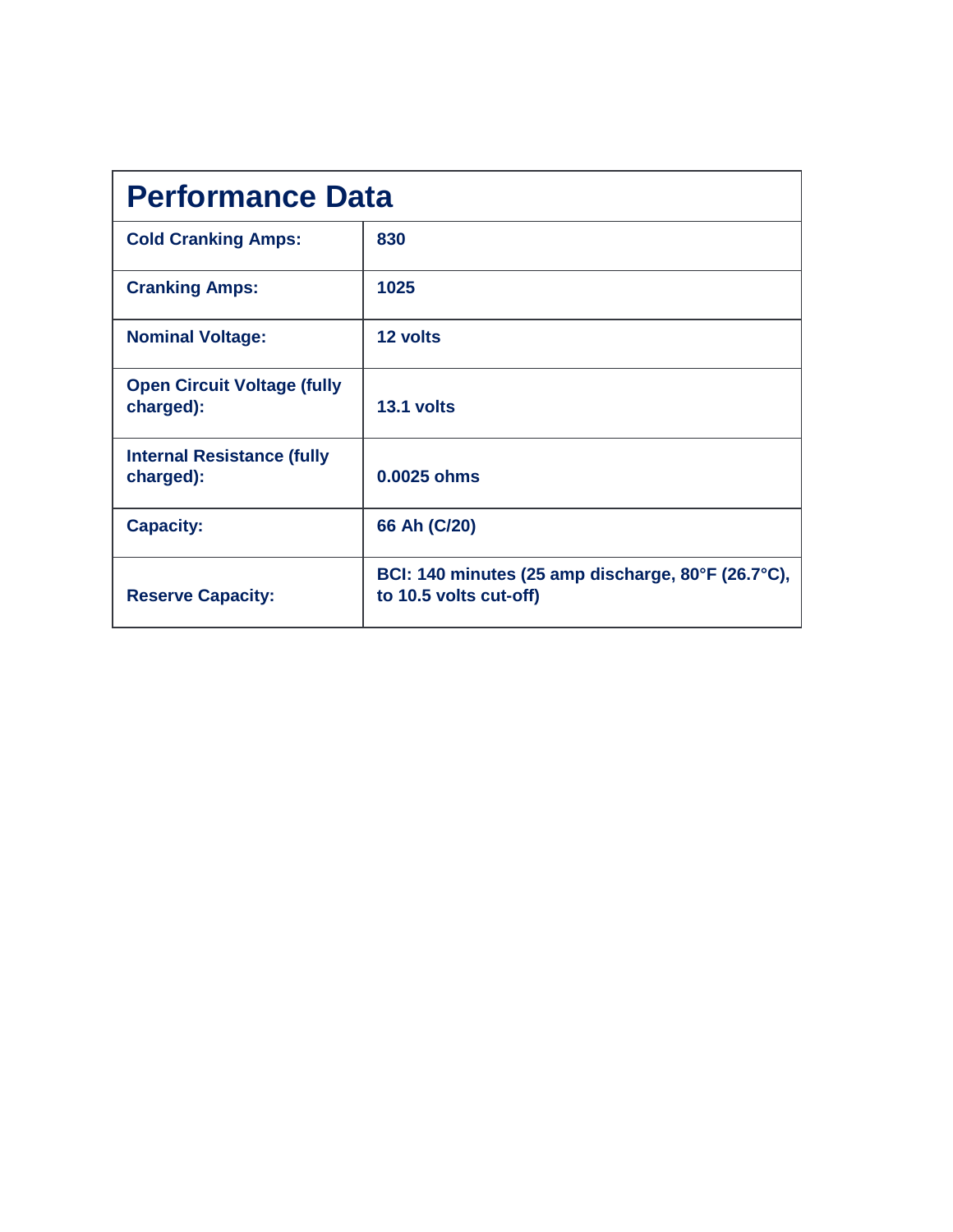## Performance Data

| | |
|---|---|
| **Cold Cranking Amps:** | **830** |
| **Cranking Amps:** | **1025** |
| **Nominal Voltage:** | **12 volts** |
| **Open Circuit Voltage (fully charged):** | **13.1 volts** |
| **Internal Resistance (fully charged):** | **0.0025 ohms** |
| **Capacity:** | **66 Ah (C/20)** |
| **Reserve Capacity:** | **BCI: 140 minutes (25 amp discharge, 80°F (26.7°C), to 10.5 volts cut-off)** |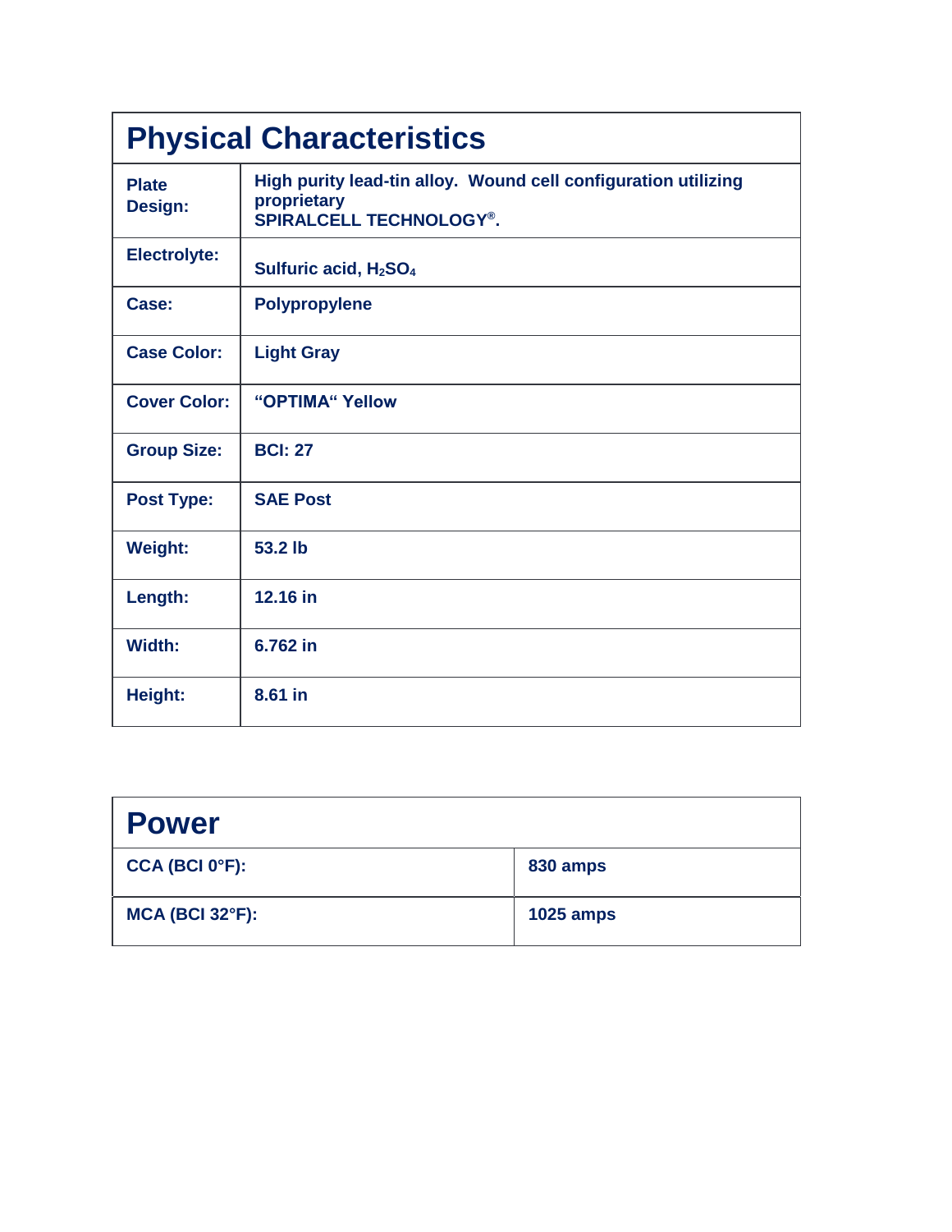## Physical Characteristics

| | |
|---|---|
| **Plate Design:** | **High purity lead-tin alloy. Wound cell configuration utilizing proprietary SPIRALCELL TECHNOLOGY®.** |
| **Electrolyte:** | **Sulfuric acid, $H_2SO_4$** |
| **Case:** | **Polypropylene** |
| **Case Color:** | **Light Gray** |
| **Cover Color:** | **“OPTIMA“ Yellow** |
| **Group Size:** | **BCI: 27** |
| **Post Type:** | **SAE Post** |
| **Weight:** | **53.2 lb** |
| **Length:** | **12.16 in** |
| **Width:** | **6.762 in** |
| **Height:** | **8.61 in** |

## Power

| | |
|---|---|
| **CCA (BCI 0°F):** | **830 amps** |
| **MCA (BCI 32°F):** | **1025 amps** |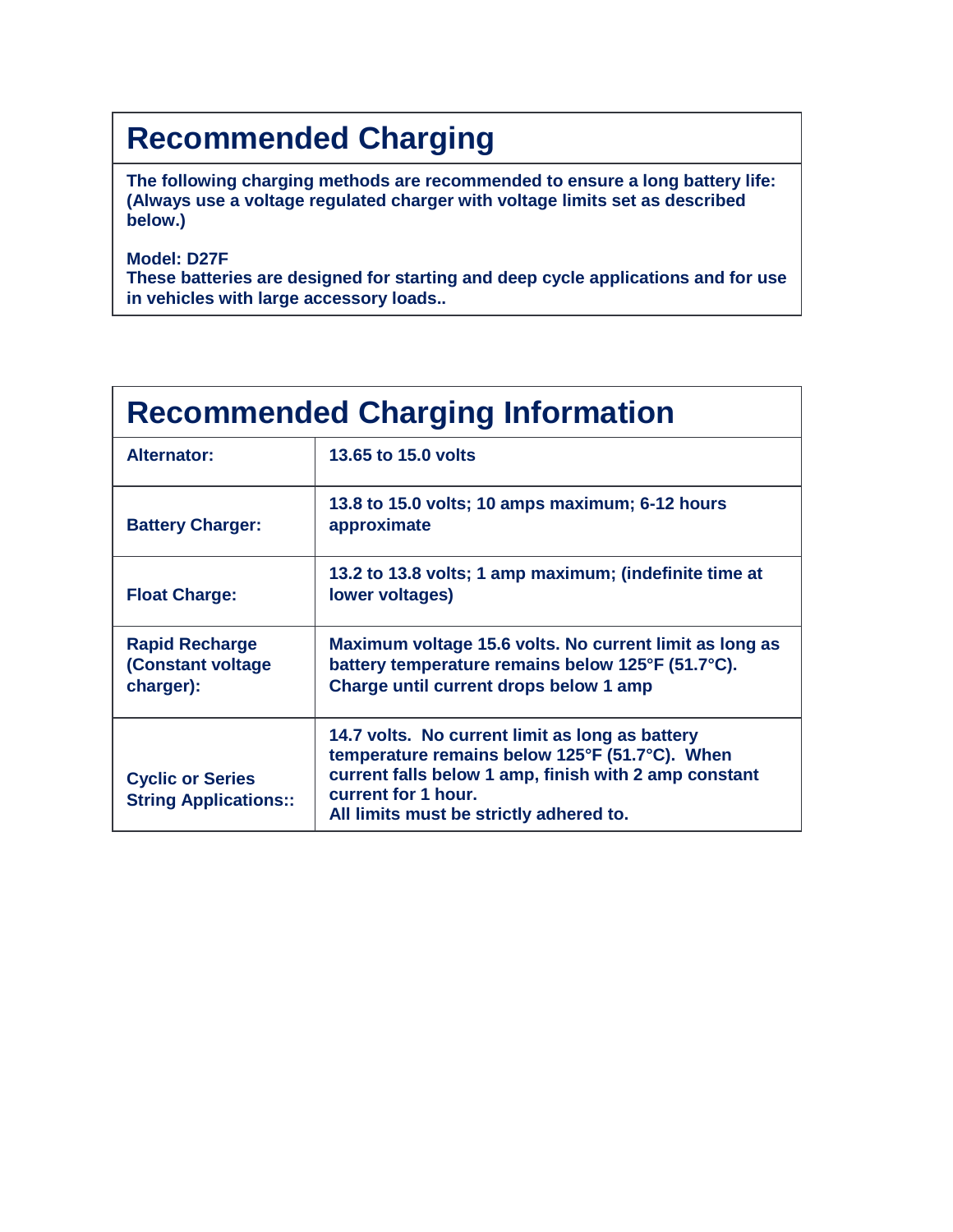## Recommended Charging

**The following charging methods are recommended to ensure a long battery life: (Always use a voltage regulated charger with voltage limits set as described below.)**

**Model: D27F**
**These batteries are designed for starting and deep cycle applications and for use in vehicles with large accessory loads..**

## Recommended Charging Information

| | |
|---|---|
| **Alternator:** | **13.65 to 15.0 volts** |
| **Battery Charger:** | **13.8 to 15.0 volts; 10 amps maximum; 6-12 hours approximate** |
| **Float Charge:** | **13.2 to 13.8 volts; 1 amp maximum; (indefinite time at lower voltages)** |
| **Rapid Recharge (Constant voltage charger):** | **Maximum voltage 15.6 volts. No current limit as long as battery temperature remains below 125°F (51.7°C). Charge until current drops below 1 amp** |
| **Cyclic or Series String Applications::** | **14.7 volts. No current limit as long as battery temperature remains below 125°F (51.7°C). When current falls below 1 amp, finish with 2 amp constant current for 1 hour. All limits must be strictly adhered to.** |